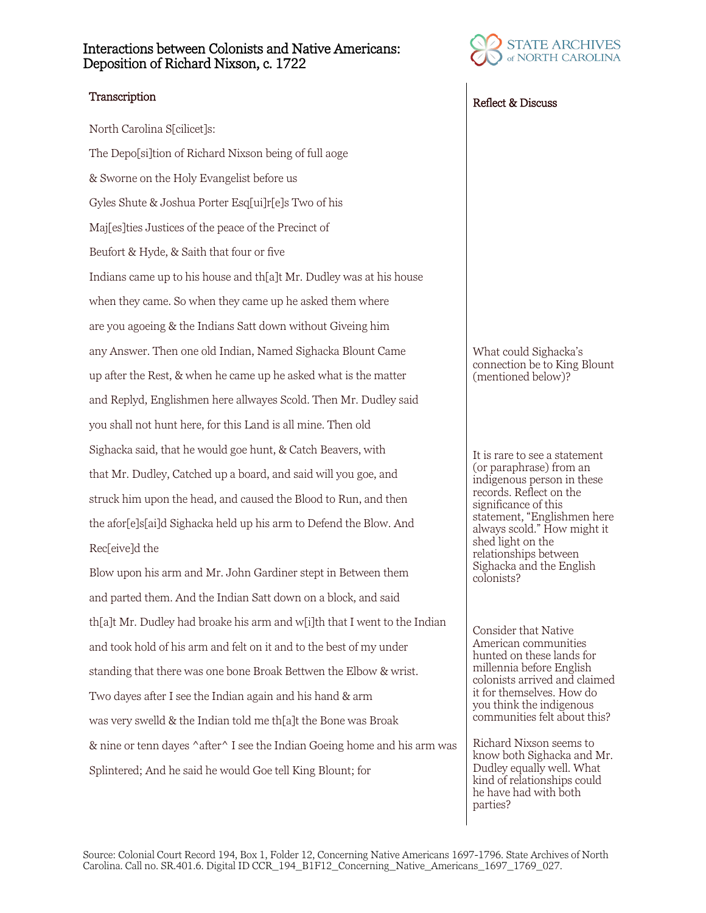# Interactions between Colonists and Native Americans: Deposition of Richard Nixson, c. 1722

STATE ARCHIVES of NORTH CAROLINA

## Transcription

North Carolina S[cilicet]s:

The Depo[si]tion of Richard Nixson being of full aoge

& Sworne on the Holy Evangelist before us

Gyles Shute & Joshua Porter Esq[ui]r[e]s Two of his

Maj[es]ties Justices of the peace of the Precinct of

Beufort & Hyde, & Saith that four or five

Indians came up to his house and th[a]t Mr. Dudley was at his house

when they came. So when they came up he asked them where

are you agoeing & the Indians Satt down without Giveing him

any Answer. Then one old Indian, Named Sighacka Blount Came

up after the Rest, & when he came up he asked what is the matter

and Replyd, Englishmen here allwayes Scold. Then Mr. Dudley said

you shall not hunt here, for this Land is all mine. Then old

Sighacka said, that he would goe hunt, & Catch Beavers, with

that Mr. Dudley, Catched up a board, and said will you goe, and

struck him upon the head, and caused the Blood to Run, and then

the afor[e]s[ai]d Sighacka held up his arm to Defend the Blow. And

Rec[eive]d the

Blow upon his arm and Mr. John Gardiner stept in Between them

and parted them. And the Indian Satt down on a block, and said

th[a]t Mr. Dudley had broake his arm and w[i]th that I went to the Indian

and took hold of his arm and felt on it and to the best of my under

standing that there was one bone Broak Bettwen the Elbow & wrist.

Two dayes after I see the Indian again and his hand & arm

was very swelld & the Indian told me th[a]t the Bone was Broak

& nine or tenn dayes ^after^ I see the Indian Goeing home and his arm was

Splintered; And he said he would Goe tell King Blount; for

## Reflect & Discuss

What could Sighacka's connection be to King Blount (mentioned below)?

It is rare to see a statement (or paraphrase) from an indigenous person in these records. Reflect on the significance of this statement, "Englishmen here always scold." How might it shed light on the relationships between Sighacka and the English colonists?

Consider that Native American communities hunted on these lands for millennia before English colonists arrived and claimed it for themselves. How do you think the indigenous communities felt about this?

Richard Nixson seems to know both Sighacka and Mr. Dudley equally well. What kind of relationships could he have had with both parties?

Source: Colonial Court Record 194, Box 1, Folder 12, Concerning Native Americans 1697-1796. State Archives of North Carolina. Call no. SR.401.6. Digital ID CCR_194_B1F12_Concerning_Native_Americans_1697_1769_027.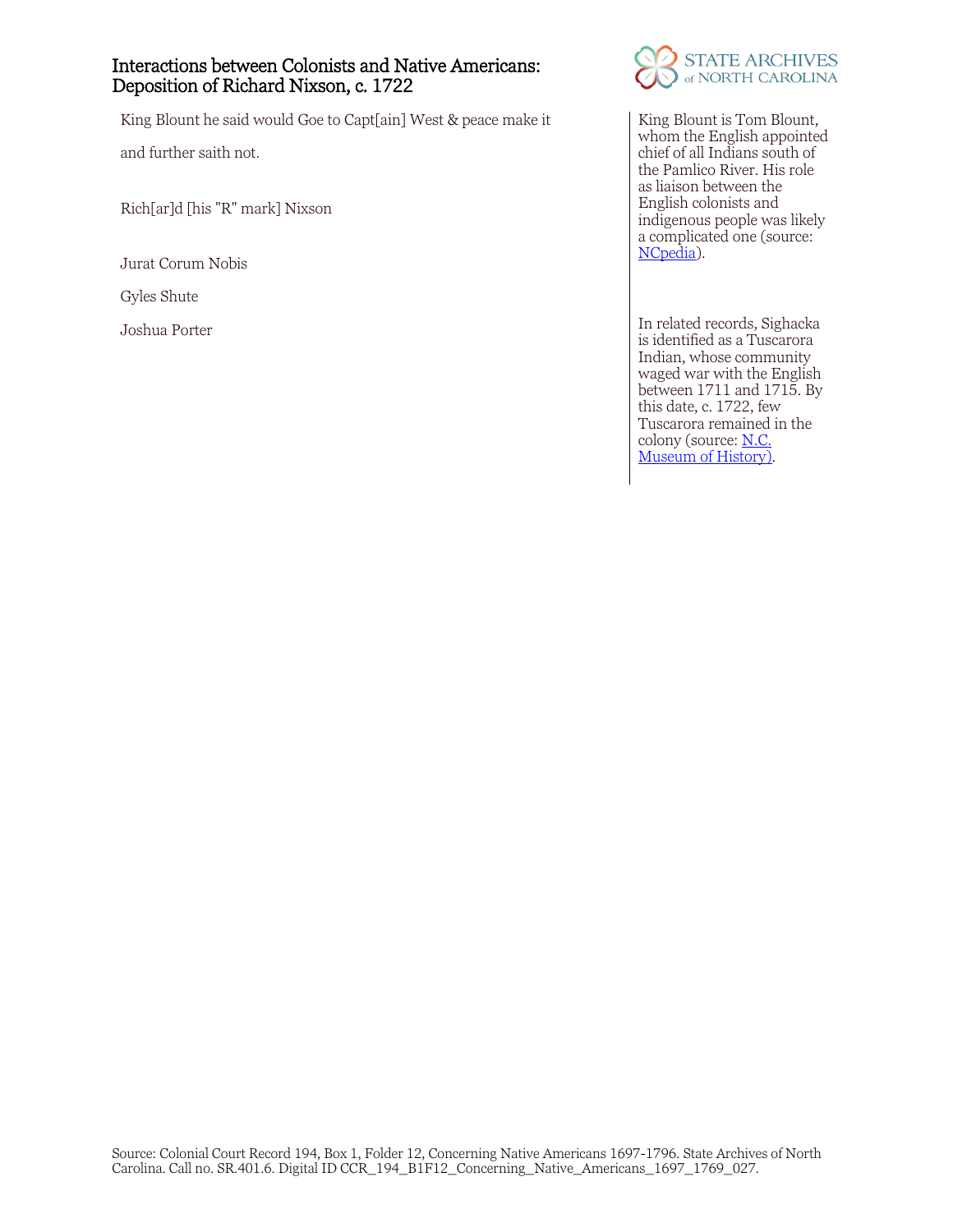# Interactions between Colonists and Native Americans: Deposition of Richard Nixson, c. 1722

King Blount he said would Goe to Capt[ain] West & peace make it

and further saith not.

Rich[ar]d [his "R" mark] Nixson

Jurat Corum Nobis

Gyles Shute

Joshua Porter

King Blount is Tom Blount, whom the English appointed chief of all Indians south of the Pamlico River. His role as liaison between the English colonists and indigenous people was likely a complicated one (source: NCpedia).

In related records, Sighacka is identified as a Tuscarora Indian, whose community waged war with the English between 1711 and 1715. By this date, c. 1722, few Tuscarora remained in the colony (source: N.C. Museum of History).

Source: Colonial Court Record 194, Box 1, Folder 12, Concerning Native Americans 1697-1796. State Archives of North Carolina. Call no. SR.401.6. Digital ID CCR_194_B1F12_Concerning_Native_Americans_1697_1769_027.